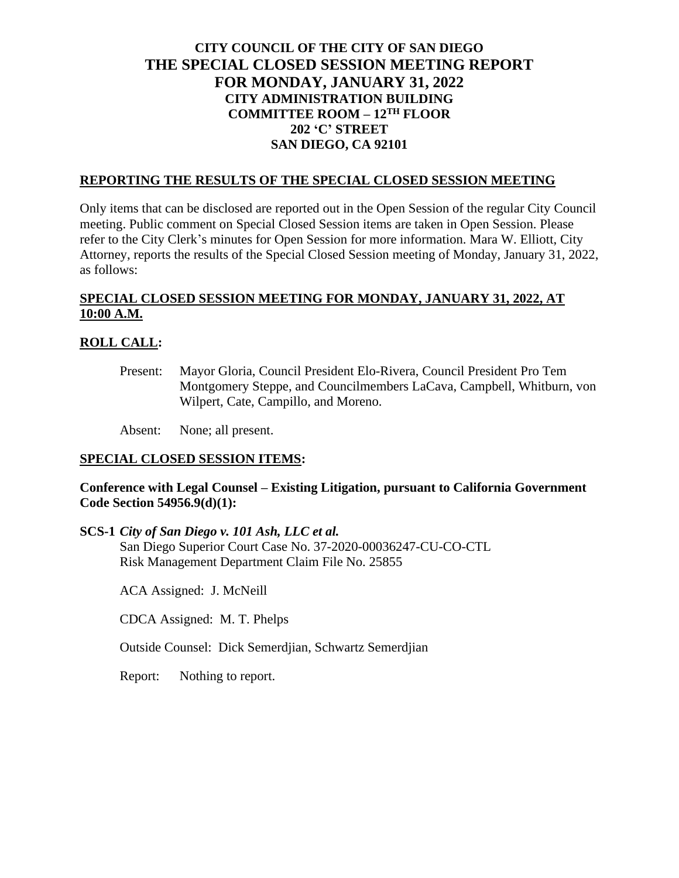# CITY COUNCIL OF THE CITY OF SAN DIEGO
# THE SPECIAL CLOSED SESSION MEETING REPORT
# FOR MONDAY, JANUARY 31, 2022
## CITY ADMINISTRATION BUILDING
## COMMITTEE ROOM – 12TH FLOOR
## 202 'C' STREET
## SAN DIEGO, CA 92101

## REPORTING THE RESULTS OF THE SPECIAL CLOSED SESSION MEETING

Only items that can be disclosed are reported out in the Open Session of the regular City Council meeting. Public comment on Special Closed Session items are taken in Open Session. Please refer to the City Clerk's minutes for Open Session for more information. Mara W. Elliott, City Attorney, reports the results of the Special Closed Session meeting of Monday, January 31, 2022, as follows:

## SPECIAL CLOSED SESSION MEETING FOR MONDAY, JANUARY 31, 2022, AT 10:00 A.M.

## ROLL CALL:

Present: Mayor Gloria, Council President Elo-Rivera, Council President Pro Tem Montgomery Steppe, and Councilmembers LaCava, Campbell, Whitburn, von Wilpert, Cate, Campillo, and Moreno.

Absent: None; all present.

## SPECIAL CLOSED SESSION ITEMS:

**Conference with Legal Counsel – Existing Litigation, pursuant to California Government Code Section 54956.9(d)(1):**

**SCS-1** ***City of San Diego v. 101 Ash, LLC et al.***
San Diego Superior Court Case No. 37-2020-00036247-CU-CO-CTL
Risk Management Department Claim File No. 25855

ACA Assigned: J. McNeill

CDCA Assigned: M. T. Phelps

Outside Counsel: Dick Semerdjian, Schwartz Semerdjian

Report: Nothing to report.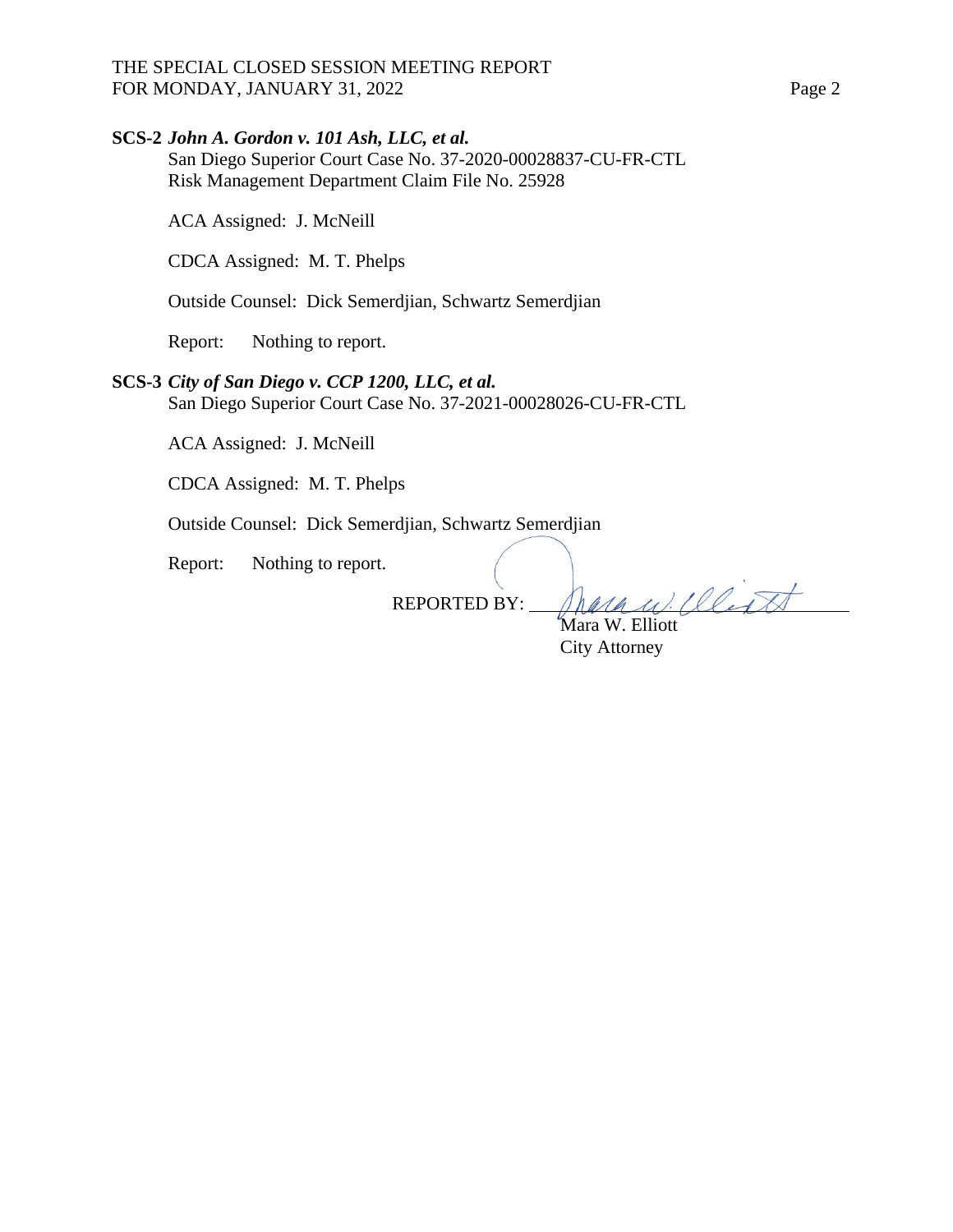**SCS-2** ***John A. Gordon v. 101 Ash, LLC, et al.***

San Diego Superior Court Case No. 37-2020-00028837-CU-FR-CTL
Risk Management Department Claim File No. 25928

ACA Assigned: J. McNeill

CDCA Assigned: M. T. Phelps

Outside Counsel: Dick Semerdjian, Schwartz Semerdjian

Report: Nothing to report.

**SCS-3** ***City of San Diego v. CCP 1200, LLC, et al.***

San Diego Superior Court Case No. 37-2021-00028026-CU-FR-CTL

ACA Assigned: J. McNeill

CDCA Assigned: M. T. Phelps

Outside Counsel: Dick Semerdjian, Schwartz Semerdjian

Report: Nothing to report.

REPORTED BY: Mara W. Elliott

Mara W. Elliott
City Attorney